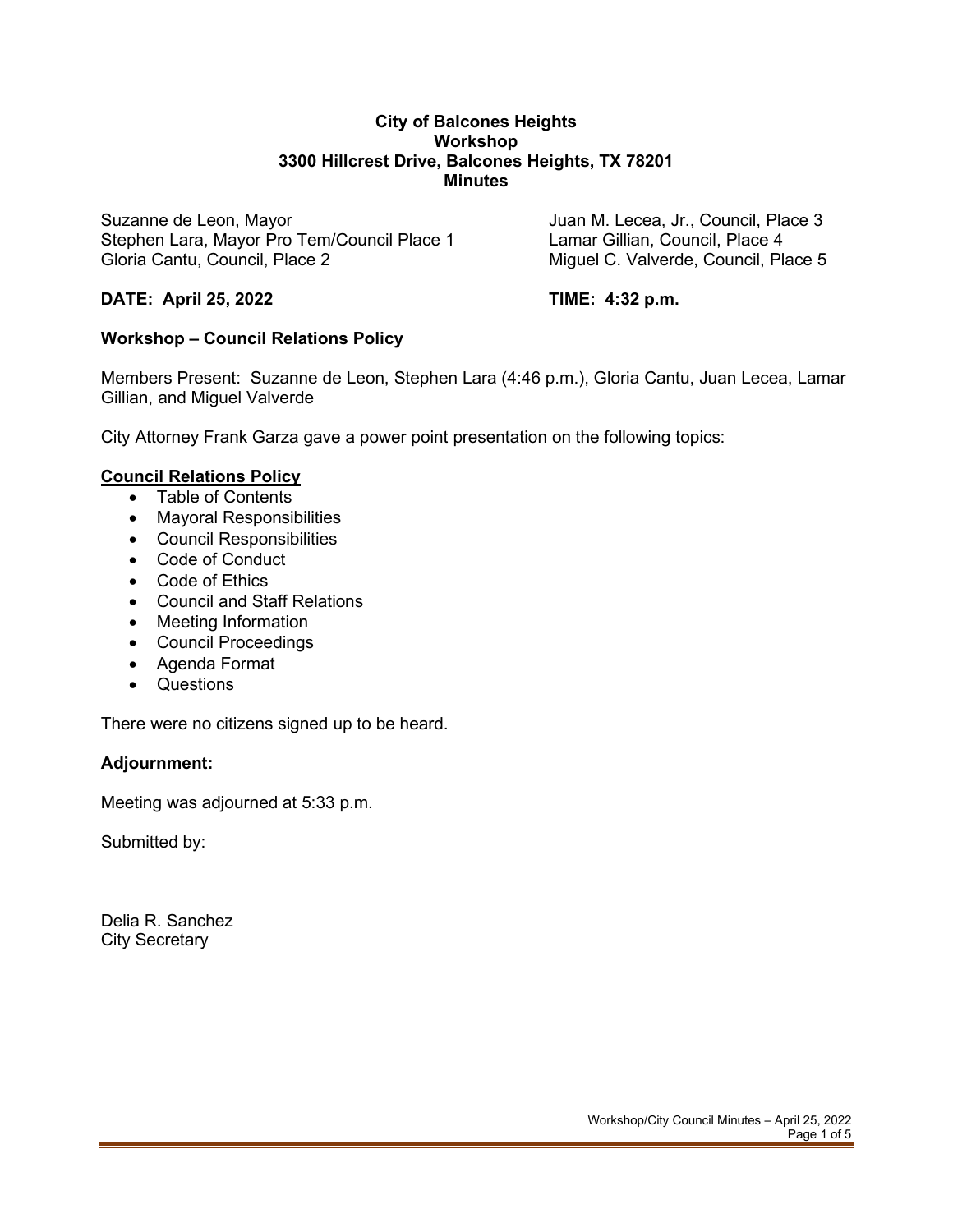# City of Balcones Heights
## Workshop
### 3300 Hillcrest Drive, Balcones Heights, TX 78201
### Minutes

Suzanne de Leon, Mayor
Stephen Lara, Mayor Pro Tem/Council Place 1
Gloria Cantu, Council, Place 2
Juan M. Lecea, Jr., Council, Place 3
Lamar Gillian, Council, Place 4
Miguel C. Valverde, Council, Place 5

**DATE: April 25, 2022** **TIME: 4:32 p.m.**

**Workshop – Council Relations Policy**

Members Present: Suzanne de Leon, Stephen Lara (4:46 p.m.), Gloria Cantu, Juan Lecea, Lamar Gillian, and Miguel Valverde

City Attorney Frank Garza gave a power point presentation on the following topics:

**Council Relations Policy**

- Table of Contents
- Mayoral Responsibilities
- Council Responsibilities
- Code of Conduct
- Code of Ethics
- Council and Staff Relations
- Meeting Information
- Council Proceedings
- Agenda Format
- Questions

There were no citizens signed up to be heard.

**Adjournment:**

Meeting was adjourned at 5:33 p.m.

Submitted by:

Delia R. Sanchez
City Secretary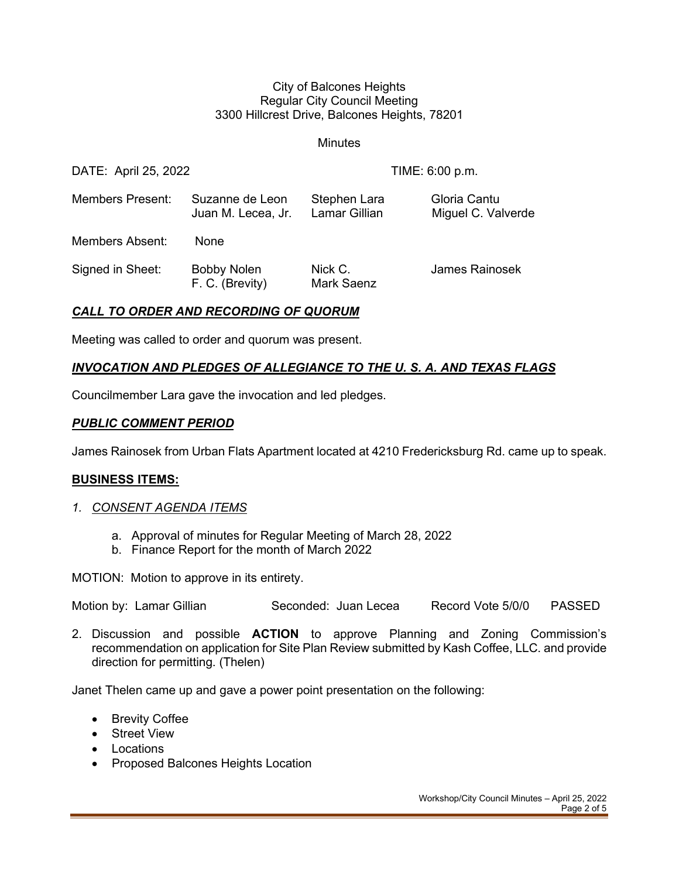City of Balcones Heights
Regular City Council Meeting
3300 Hillcrest Drive, Balcones Heights, 78201

Minutes

DATE: April 25, 2022 TIME: 6:00 p.m.

| | | | |
|---|---|---|---|
| Members Present: | Suzanne de Leon<br>Juan M. Lecea, Jr. | Stephen Lara<br>Lamar Gillian | Gloria Cantu<br>Miguel C. Valverde |
| Members Absent: | None | | |
| Signed in Sheet: | Bobby Nolen<br>F. C. (Brevity) | Nick C.<br>Mark Saenz | James Rainosek |

***CALL TO ORDER AND RECORDING OF QUORUM***

Meeting was called to order and quorum was present.

***INVOCATION AND PLEDGES OF ALLEGIANCE TO THE U. S. A. AND TEXAS FLAGS***

Councilmember Lara gave the invocation and led pledges.

***PUBLIC COMMENT PERIOD***

James Rainosek from Urban Flats Apartment located at 4210 Fredericksburg Rd. came up to speak.

**BUSINESS ITEMS:**

1. *CONSENT AGENDA ITEMS*

   a. Approval of minutes for Regular Meeting of March 28, 2022
   b. Finance Report for the month of March 2022

MOTION: Motion to approve in its entirety.

Motion by: Lamar Gillian Seconded: Juan Lecea Record Vote 5/0/0 PASSED

2. Discussion and possible **ACTION** to approve Planning and Zoning Commission's recommendation on application for Site Plan Review submitted by Kash Coffee, LLC. and provide direction for permitting. (Thelen)

Janet Thelen came up and gave a power point presentation on the following:

- Brevity Coffee
- Street View
- Locations
- Proposed Balcones Heights Location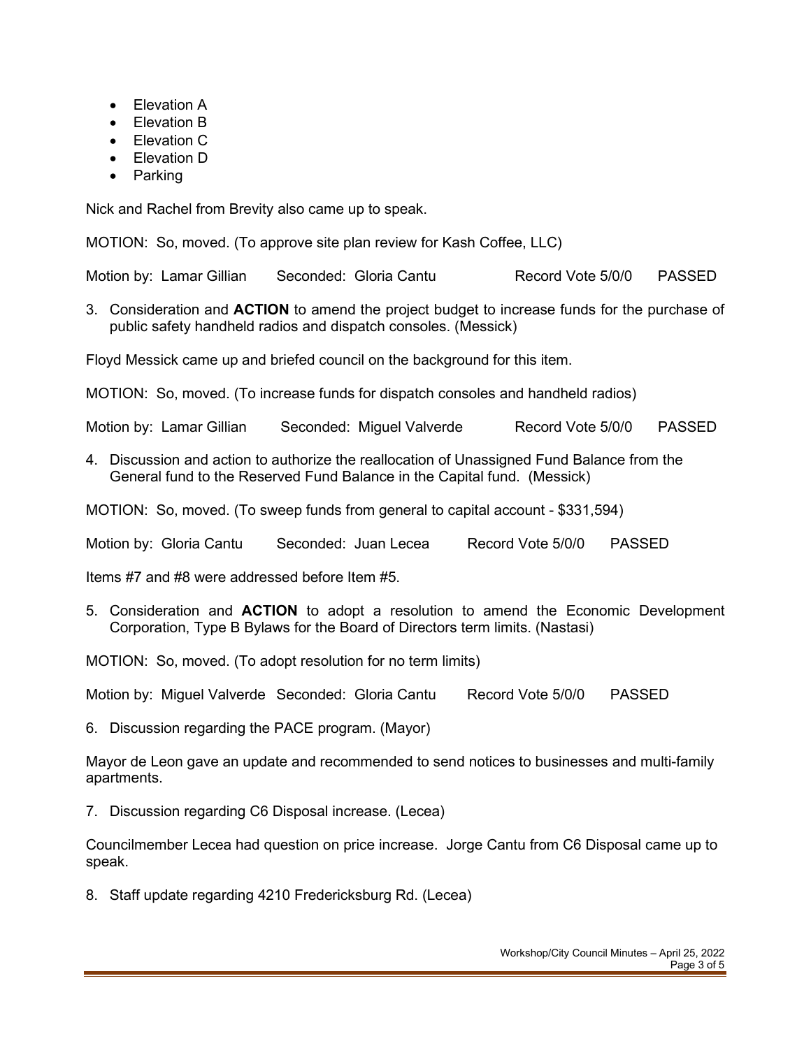- Elevation A
- Elevation B
- Elevation C
- Elevation D
- Parking

Nick and Rachel from Brevity also came up to speak.

MOTION: So, moved. (To approve site plan review for Kash Coffee, LLC)

Motion by: Lamar Gillian Seconded: Gloria Cantu Record Vote 5/0/0 PASSED

3. Consideration and **ACTION** to amend the project budget to increase funds for the purchase of public safety handheld radios and dispatch consoles. (Messick)

Floyd Messick came up and briefed council on the background for this item.

MOTION: So, moved. (To increase funds for dispatch consoles and handheld radios)

Motion by: Lamar Gillian Seconded: Miguel Valverde Record Vote 5/0/0 PASSED

4. Discussion and action to authorize the reallocation of Unassigned Fund Balance from the General fund to the Reserved Fund Balance in the Capital fund. (Messick)

MOTION: So, moved. (To sweep funds from general to capital account - $331,594)

Motion by: Gloria Cantu Seconded: Juan Lecea Record Vote 5/0/0 PASSED

Items #7 and #8 were addressed before Item #5.

5. Consideration and **ACTION** to adopt a resolution to amend the Economic Development Corporation, Type B Bylaws for the Board of Directors term limits. (Nastasi)

MOTION: So, moved. (To adopt resolution for no term limits)

Motion by: Miguel Valverde Seconded: Gloria Cantu Record Vote 5/0/0 PASSED

6. Discussion regarding the PACE program. (Mayor)

Mayor de Leon gave an update and recommended to send notices to businesses and multi-family apartments.

7. Discussion regarding C6 Disposal increase. (Lecea)

Councilmember Lecea had question on price increase. Jorge Cantu from C6 Disposal came up to speak.

8. Staff update regarding 4210 Fredericksburg Rd. (Lecea)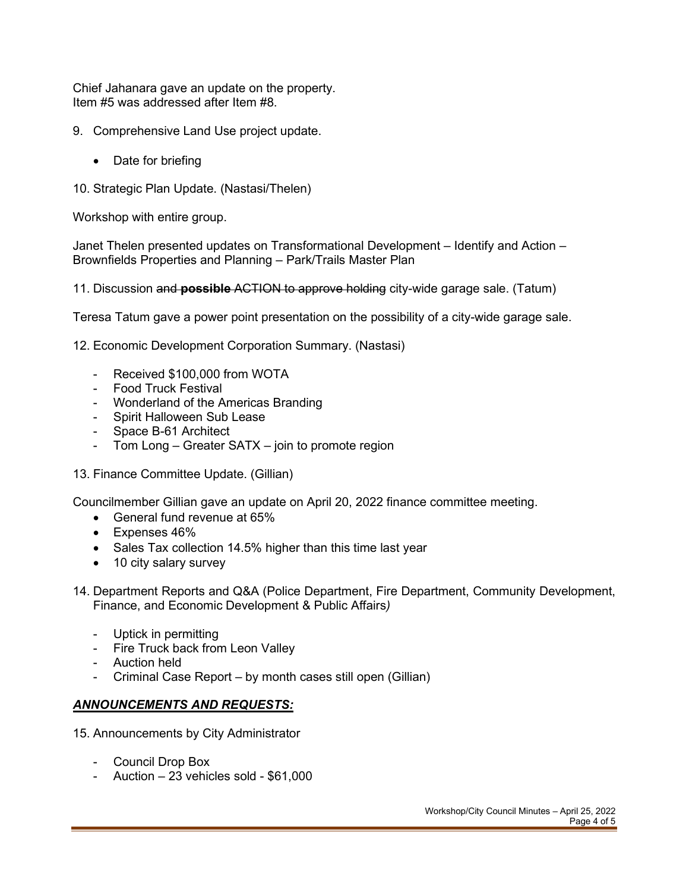Chief Jahanara gave an update on the property.
Item #5 was addressed after Item #8.

9. Comprehensive Land Use project update.

   - Date for briefing

10. Strategic Plan Update. (Nastasi/Thelen)

Workshop with entire group.

Janet Thelen presented updates on Transformational Development – Identify and Action – Brownfields Properties and Planning – Park/Trails Master Plan

11. Discussion ~~and **possible** ACTION to approve holding~~ city-wide garage sale. (Tatum)

Teresa Tatum gave a power point presentation on the possibility of a city-wide garage sale.

12. Economic Development Corporation Summary. (Nastasi)

   - Received $100,000 from WOTA
   - Food Truck Festival
   - Wonderland of the Americas Branding
   - Spirit Halloween Sub Lease
   - Space B-61 Architect
   - Tom Long – Greater SATX – join to promote region

13. Finance Committee Update. (Gillian)

Councilmember Gillian gave an update on April 20, 2022 finance committee meeting.

- General fund revenue at 65%
- Expenses 46%
- Sales Tax collection 14.5% higher than this time last year
- 10 city salary survey

14. Department Reports and Q&A (Police Department, Fire Department, Community Development, Finance, and Economic Development & Public Affairs*)*

   - Uptick in permitting
   - Fire Truck back from Leon Valley
   - Auction held
   - Criminal Case Report – by month cases still open (Gillian)

## ***ANNOUNCEMENTS AND REQUESTS:***

15. Announcements by City Administrator

   - Council Drop Box
   - Auction – 23 vehicles sold - $61,000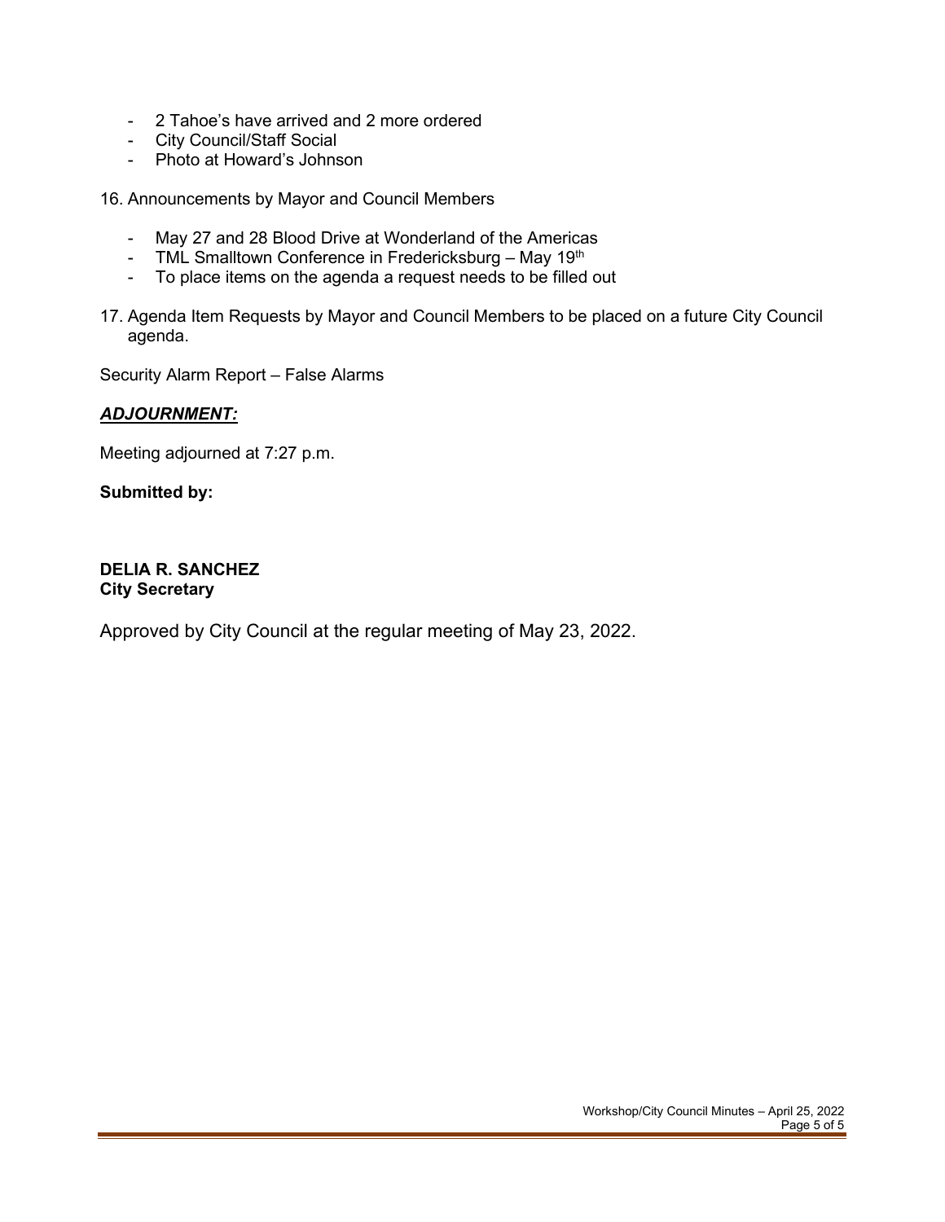- 2 Tahoe's have arrived and 2 more ordered
- City Council/Staff Social
- Photo at Howard's Johnson

16. Announcements by Mayor and Council Members

- May 27 and 28 Blood Drive at Wonderland of the Americas
- TML Smalltown Conference in Fredericksburg – May 19th
- To place items on the agenda a request needs to be filled out

17. Agenda Item Requests by Mayor and Council Members to be placed on a future City Council agenda.

Security Alarm Report – False Alarms

***ADJOURNMENT:***

Meeting adjourned at 7:27 p.m.

**Submitted by:**

**DELIA R. SANCHEZ**
**City Secretary**

Approved by City Council at the regular meeting of May 23, 2022.